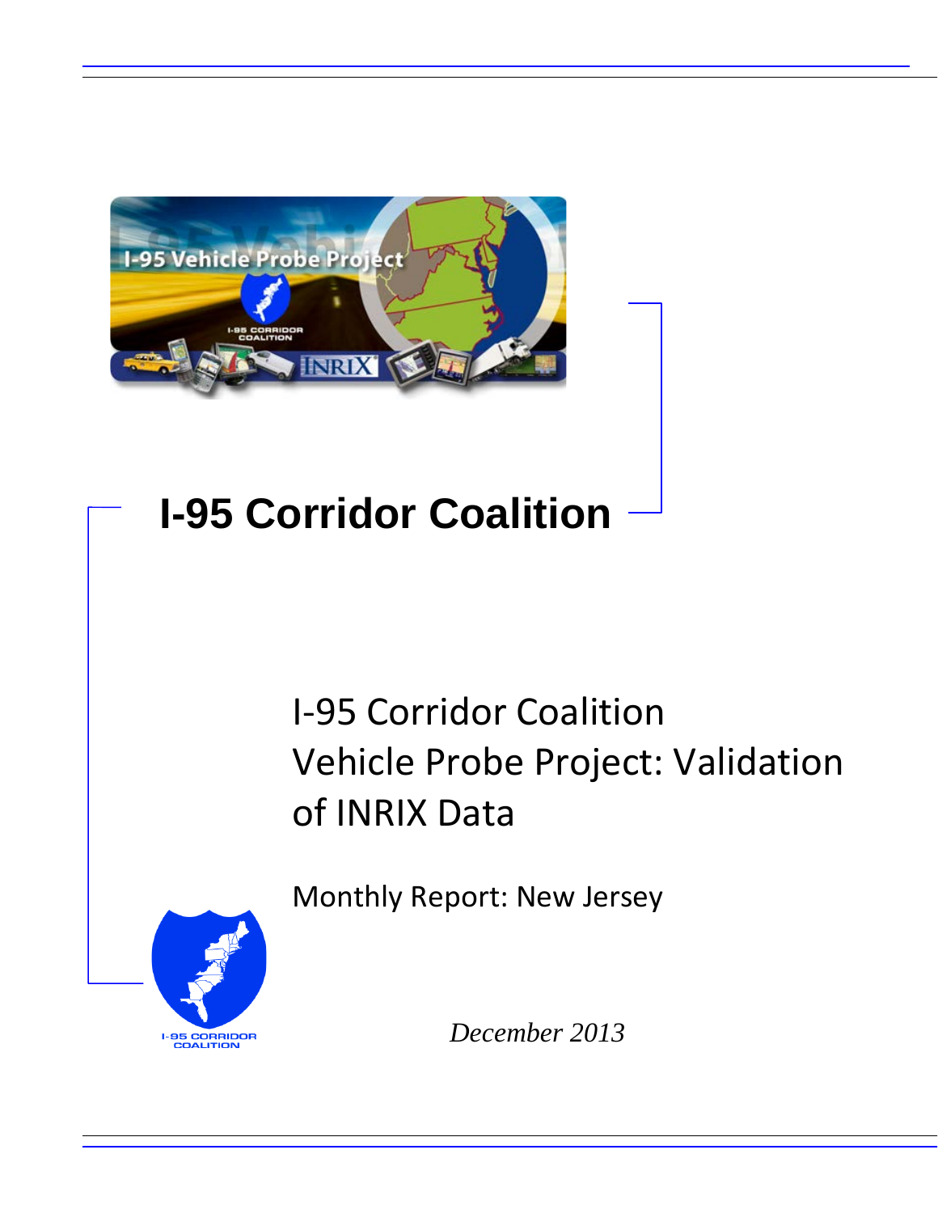# I-95 Corridor Coalition

## I-95 Corridor Coalition Vehicle Probe Project: Validation of INRIX Data

Monthly Report: New Jersey

*December 2013*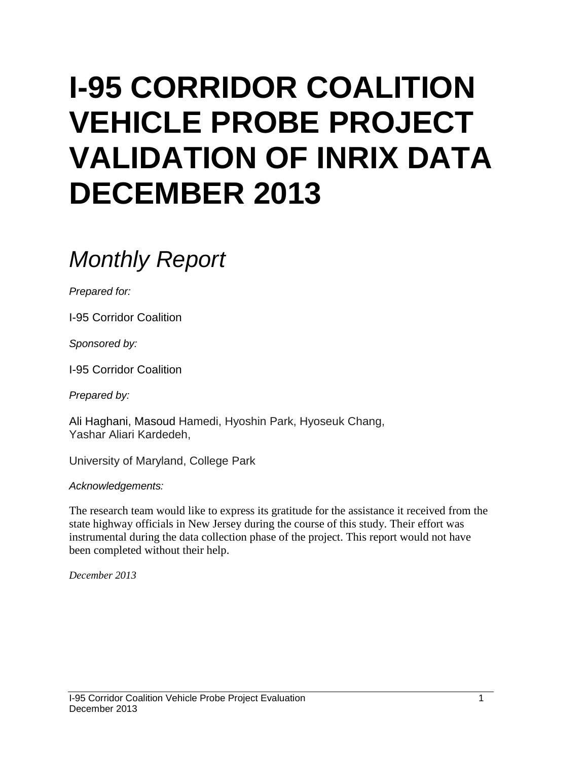# I-95 CORRIDOR COALITION VEHICLE PROBE PROJECT VALIDATION OF INRIX DATA DECEMBER 2013

## *Monthly Report*

*Prepared for:*

I-95 Corridor Coalition

*Sponsored by:*

I-95 Corridor Coalition

*Prepared by:*

Ali Haghani, Masoud Hamedi, Hyoshin Park, Hyoseuk Chang,
Yashar Aliari Kardedeh,

University of Maryland, College Park

*Acknowledgements:*

The research team would like to express its gratitude for the assistance it received from the state highway officials in New Jersey during the course of this study. Their effort was instrumental during the data collection phase of the project. This report would not have been completed without their help.

*December 2013*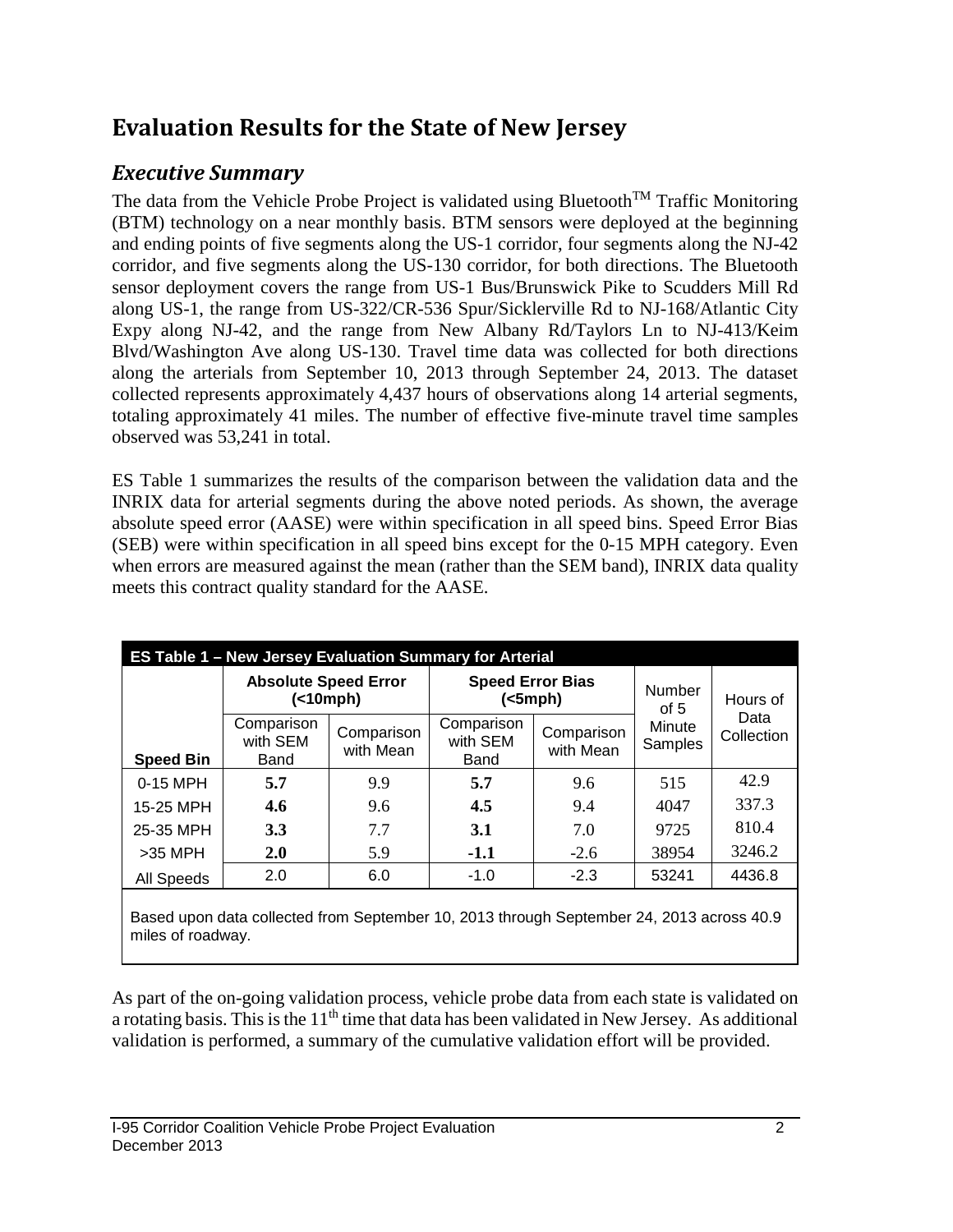# Evaluation Results for the State of New Jersey

## *Executive Summary*

The data from the Vehicle Probe Project is validated using Bluetooth$^{TM}$ Traffic Monitoring (BTM) technology on a near monthly basis. BTM sensors were deployed at the beginning and ending points of five segments along the US-1 corridor, four segments along the NJ-42 corridor, and five segments along the US-130 corridor, for both directions. The Bluetooth sensor deployment covers the range from US-1 Bus/Brunswick Pike to Scudders Mill Rd along US-1, the range from US-322/CR-536 Spur/Sicklerville Rd to NJ-168/Atlantic City Expy along NJ-42, and the range from New Albany Rd/Taylors Ln to NJ-413/Keim Blvd/Washington Ave along US-130. Travel time data was collected for both directions along the arterials from September 10, 2013 through September 24, 2013. The dataset collected represents approximately 4,437 hours of observations along 14 arterial segments, totaling approximately 41 miles. The number of effective five-minute travel time samples observed was 53,241 in total.

ES Table 1 summarizes the results of the comparison between the validation data and the INRIX data for arterial segments during the above noted periods. As shown, the average absolute speed error (AASE) were within specification in all speed bins. Speed Error Bias (SEB) were within specification in all speed bins except for the 0-15 MPH category. Even when errors are measured against the mean (rather than the SEM band), INRIX data quality meets this contract quality standard for the AASE.

**ES Table 1 – New Jersey Evaluation Summary for Arterial**

| Speed Bin | Absolute Speed Error (<10mph) | | Speed Error Bias (<5mph) | | Number of 5 Minute Samples | Hours of Data Collection |
|---|---|---|---|---|---|---|
| | Comparison with SEM Band | Comparison with Mean | Comparison with SEM Band | Comparison with Mean | | |
| 0-15 MPH | **5.7** | 9.9 | **5.7** | 9.6 | 515 | 42.9 |
| 15-25 MPH | **4.6** | 9.6 | **4.5** | 9.4 | 4047 | 337.3 |
| 25-35 MPH | **3.3** | 7.7 | **3.1** | 7.0 | 9725 | 810.4 |
| >35 MPH | **2.0** | 5.9 | **-1.1** | -2.6 | 38954 | 3246.2 |
| All Speeds | 2.0 | 6.0 | -1.0 | -2.3 | 53241 | 4436.8 |

Based upon data collected from September 10, 2013 through September 24, 2013 across 40.9 miles of roadway.

As part of the on-going validation process, vehicle probe data from each state is validated on a rotating basis. This is the 11$^{th}$ time that data has been validated in New Jersey. As additional validation is performed, a summary of the cumulative validation effort will be provided.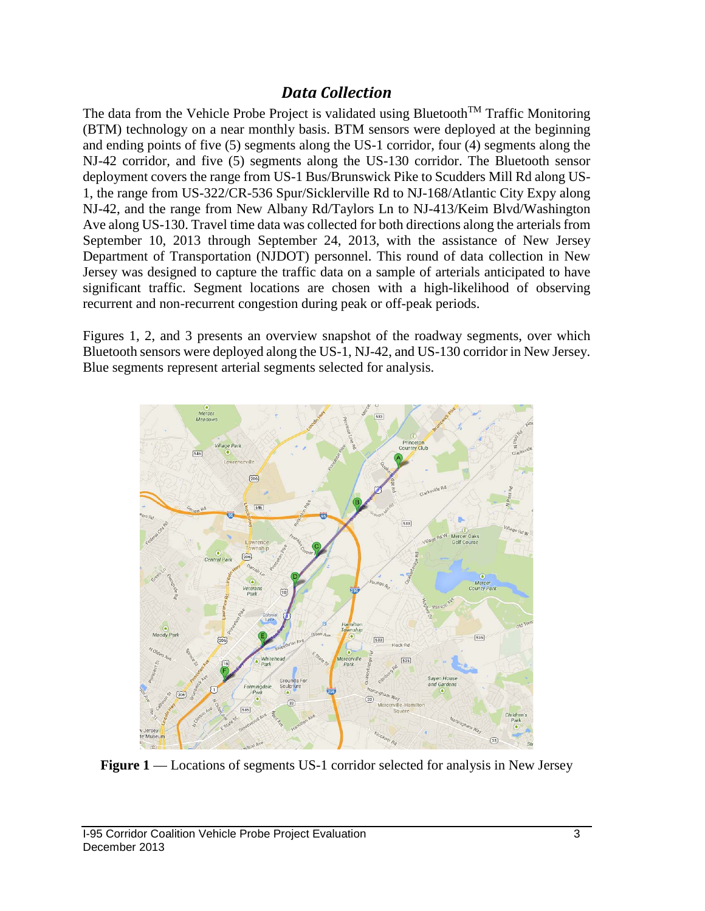## *Data Collection*

The data from the Vehicle Probe Project is validated using Bluetooth$^{TM}$ Traffic Monitoring (BTM) technology on a near monthly basis. BTM sensors were deployed at the beginning and ending points of five (5) segments along the US-1 corridor, four (4) segments along the NJ-42 corridor, and five (5) segments along the US-130 corridor. The Bluetooth sensor deployment covers the range from US-1 Bus/Brunswick Pike to Scudders Mill Rd along US-1, the range from US-322/CR-536 Spur/Sicklerville Rd to NJ-168/Atlantic City Expy along NJ-42, and the range from New Albany Rd/Taylors Ln to NJ-413/Keim Blvd/Washington Ave along US-130. Travel time data was collected for both directions along the arterials from September 10, 2013 through September 24, 2013, with the assistance of New Jersey Department of Transportation (NJDOT) personnel. This round of data collection in New Jersey was designed to capture the traffic data on a sample of arterials anticipated to have significant traffic. Segment locations are chosen with a high-likelihood of observing recurrent and non-recurrent congestion during peak or off-peak periods.

Figures 1, 2, and 3 presents an overview snapshot of the roadway segments, over which Bluetooth sensors were deployed along the US-1, NJ-42, and US-130 corridor in New Jersey. Blue segments represent arterial segments selected for analysis.

**Figure 1** — Locations of segments US-1 corridor selected for analysis in New Jersey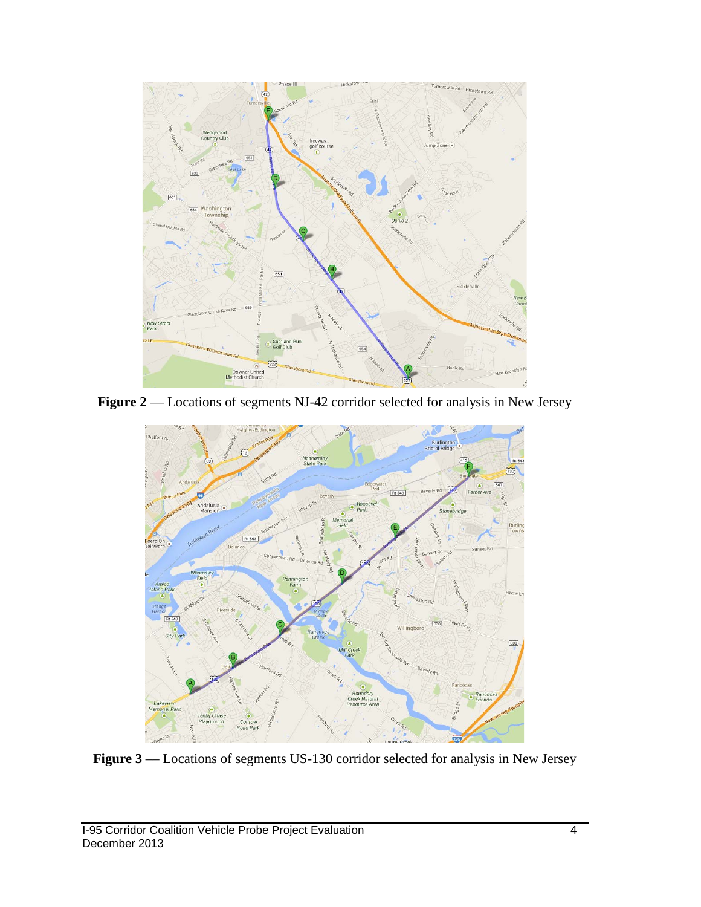**Figure 2** — Locations of segments NJ-42 corridor selected for analysis in New Jersey

**Figure 3** — Locations of segments US-130 corridor selected for analysis in New Jersey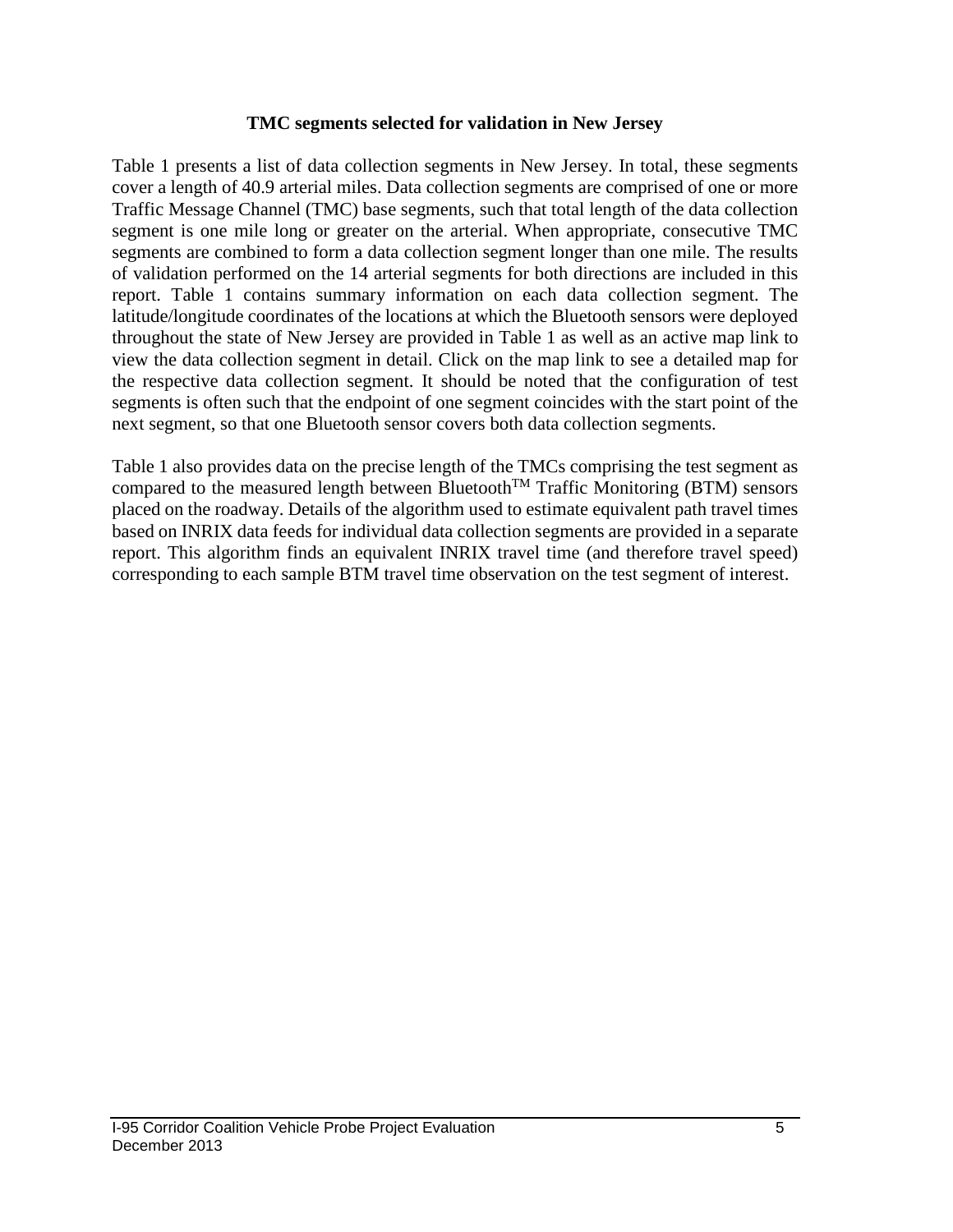### TMC segments selected for validation in New Jersey

Table 1 presents a list of data collection segments in New Jersey. In total, these segments cover a length of 40.9 arterial miles. Data collection segments are comprised of one or more Traffic Message Channel (TMC) base segments, such that total length of the data collection segment is one mile long or greater on the arterial. When appropriate, consecutive TMC segments are combined to form a data collection segment longer than one mile. The results of validation performed on the 14 arterial segments for both directions are included in this report. Table 1 contains summary information on each data collection segment. The latitude/longitude coordinates of the locations at which the Bluetooth sensors were deployed throughout the state of New Jersey are provided in Table 1 as well as an active map link to view the data collection segment in detail. Click on the map link to see a detailed map for the respective data collection segment. It should be noted that the configuration of test segments is often such that the endpoint of one segment coincides with the start point of the next segment, so that one Bluetooth sensor covers both data collection segments.

Table 1 also provides data on the precise length of the TMCs comprising the test segment as compared to the measured length between Bluetooth™ Traffic Monitoring (BTM) sensors placed on the roadway. Details of the algorithm used to estimate equivalent path travel times based on INRIX data feeds for individual data collection segments are provided in a separate report. This algorithm finds an equivalent INRIX travel time (and therefore travel speed) corresponding to each sample BTM travel time observation on the test segment of interest.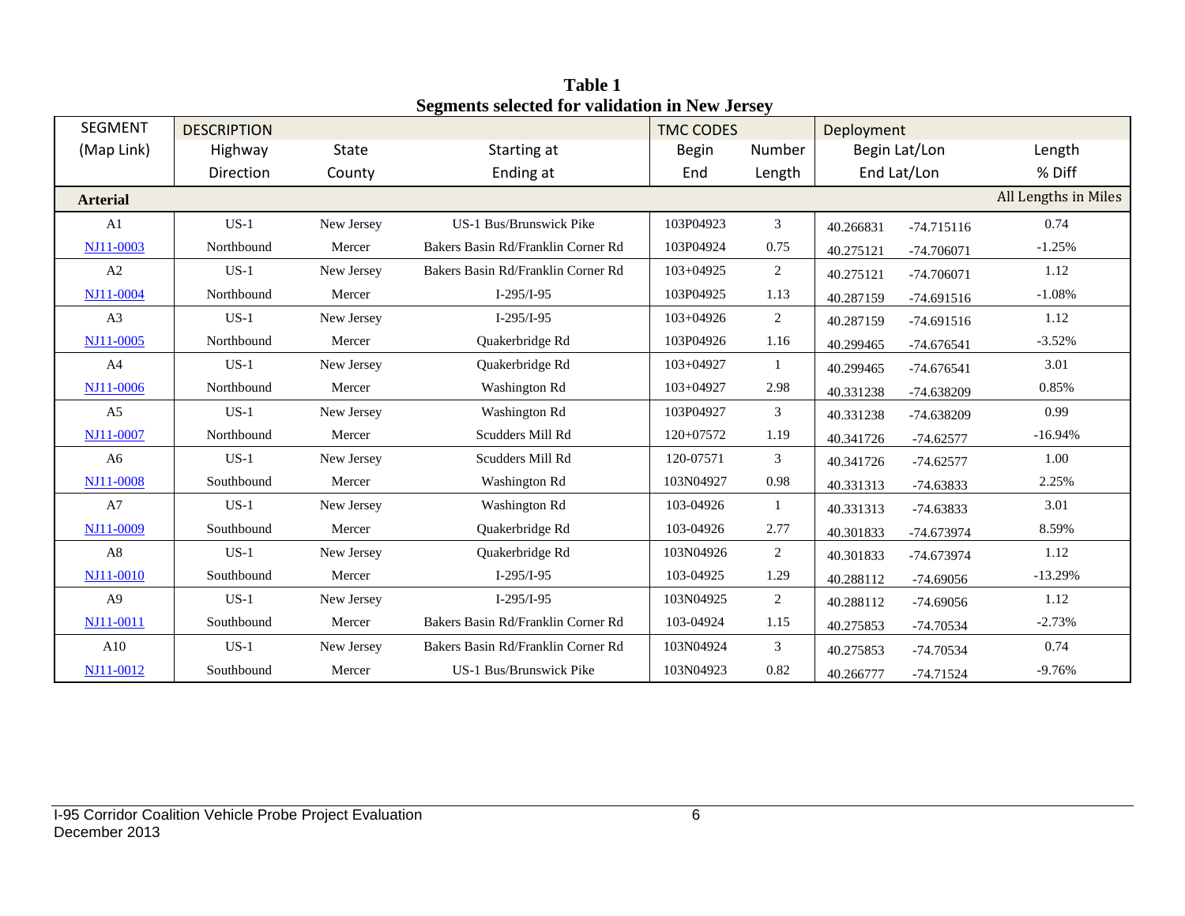**Table 1**
**Segments selected for validation in New Jersey**

| SEGMENT | DESCRIPTION | | | TMC CODES | | Deployment | | |
|---|---|---|---|---|---|---|---|---|
| (Map Link) | Highway | State | Starting at | Begin | Number | Begin Lat/Lon | | Length |
| | Direction | County | Ending at | End | Length | End Lat/Lon | | % Diff |
| **Arterial** | | | | | | | | All Lengths in Miles |
| A1 | US-1 | New Jersey | US-1 Bus/Brunswick Pike | 103P04923 | 3 | 40.266831 | -74.715116 | 0.74 |
| NJ11-0003 | Northbound | Mercer | Bakers Basin Rd/Franklin Corner Rd | 103P04924 | 0.75 | 40.275121 | -74.706071 | -1.25% |
| A2 | US-1 | New Jersey | Bakers Basin Rd/Franklin Corner Rd | 103+04925 | 2 | 40.275121 | -74.706071 | 1.12 |
| NJ11-0004 | Northbound | Mercer | I-295/I-95 | 103P04925 | 1.13 | 40.287159 | -74.691516 | -1.08% |
| A3 | US-1 | New Jersey | I-295/I-95 | 103+04926 | 2 | 40.287159 | -74.691516 | 1.12 |
| NJ11-0005 | Northbound | Mercer | Quakerbridge Rd | 103P04926 | 1.16 | 40.299465 | -74.676541 | -3.52% |
| A4 | US-1 | New Jersey | Quakerbridge Rd | 103+04927 | 1 | 40.299465 | -74.676541 | 3.01 |
| NJ11-0006 | Northbound | Mercer | Washington Rd | 103+04927 | 2.98 | 40.331238 | -74.638209 | 0.85% |
| A5 | US-1 | New Jersey | Washington Rd | 103P04927 | 3 | 40.331238 | -74.638209 | 0.99 |
| NJ11-0007 | Northbound | Mercer | Scudders Mill Rd | 120+07572 | 1.19 | 40.341726 | -74.62577 | -16.94% |
| A6 | US-1 | New Jersey | Scudders Mill Rd | 120-07571 | 3 | 40.341726 | -74.62577 | 1.00 |
| NJ11-0008 | Southbound | Mercer | Washington Rd | 103N04927 | 0.98 | 40.331313 | -74.63833 | 2.25% |
| A7 | US-1 | New Jersey | Washington Rd | 103-04926 | 1 | 40.331313 | -74.63833 | 3.01 |
| NJ11-0009 | Southbound | Mercer | Quakerbridge Rd | 103-04926 | 2.77 | 40.301833 | -74.673974 | 8.59% |
| A8 | US-1 | New Jersey | Quakerbridge Rd | 103N04926 | 2 | 40.301833 | -74.673974 | 1.12 |
| NJ11-0010 | Southbound | Mercer | I-295/I-95 | 103-04925 | 1.29 | 40.288112 | -74.69056 | -13.29% |
| A9 | US-1 | New Jersey | I-295/I-95 | 103N04925 | 2 | 40.288112 | -74.69056 | 1.12 |
| NJ11-0011 | Southbound | Mercer | Bakers Basin Rd/Franklin Corner Rd | 103-04924 | 1.15 | 40.275853 | -74.70534 | -2.73% |
| A10 | US-1 | New Jersey | Bakers Basin Rd/Franklin Corner Rd | 103N04924 | 3 | 40.275853 | -74.70534 | 0.74 |
| NJ11-0012 | Southbound | Mercer | US-1 Bus/Brunswick Pike | 103N04923 | 0.82 | 40.266777 | -74.71524 | -9.76% |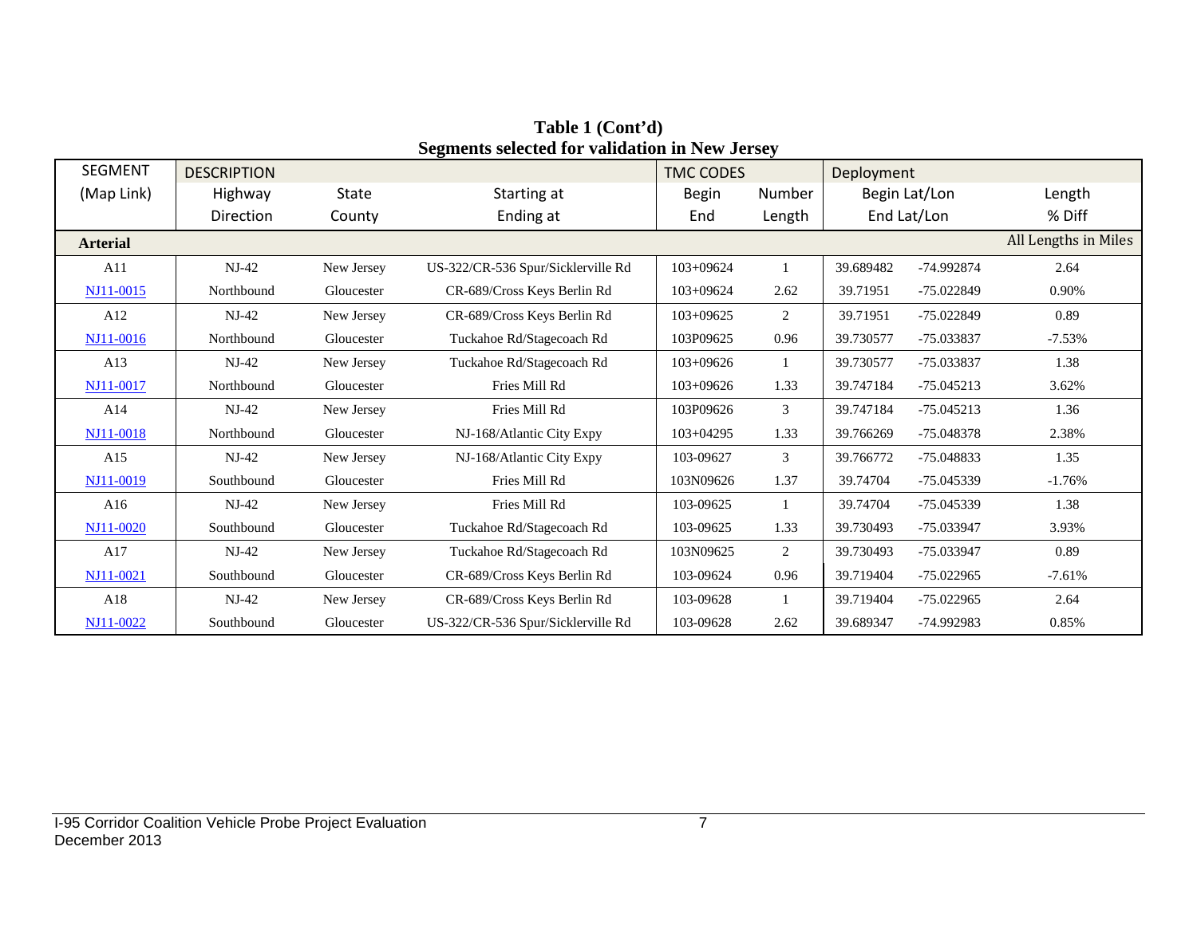**Table 1 (Cont'd)**
**Segments selected for validation in New Jersey**

| SEGMENT (Map Link) | DESCRIPTION Highway / Direction | State / County | Starting at / Ending at | TMC CODES Begin / End | Number / Length | Deployment Begin Lat/Lon / End Lat/Lon | | Length / % Diff |
|---|---|---|---|---|---|---|---|---|
| **Arterial** | | | | | | | | All Lengths in Miles |
| A11 | NJ-42 | New Jersey | US-322/CR-536 Spur/Sicklerville Rd | 103+09624 | 1 | 39.689482 | -74.992874 | 2.64 |
| NJ11-0015 | Northbound | Gloucester | CR-689/Cross Keys Berlin Rd | 103+09624 | 2.62 | 39.71951 | -75.022849 | 0.90% |
| A12 | NJ-42 | New Jersey | CR-689/Cross Keys Berlin Rd | 103+09625 | 2 | 39.71951 | -75.022849 | 0.89 |
| NJ11-0016 | Northbound | Gloucester | Tuckahoe Rd/Stagecoach Rd | 103P09625 | 0.96 | 39.730577 | -75.033837 | -7.53% |
| A13 | NJ-42 | New Jersey | Tuckahoe Rd/Stagecoach Rd | 103+09626 | 1 | 39.730577 | -75.033837 | 1.38 |
| NJ11-0017 | Northbound | Gloucester | Fries Mill Rd | 103+09626 | 1.33 | 39.747184 | -75.045213 | 3.62% |
| A14 | NJ-42 | New Jersey | Fries Mill Rd | 103P09626 | 3 | 39.747184 | -75.045213 | 1.36 |
| NJ11-0018 | Northbound | Gloucester | NJ-168/Atlantic City Expy | 103+04295 | 1.33 | 39.766269 | -75.048378 | 2.38% |
| A15 | NJ-42 | New Jersey | NJ-168/Atlantic City Expy | 103-09627 | 3 | 39.766772 | -75.048833 | 1.35 |
| NJ11-0019 | Southbound | Gloucester | Fries Mill Rd | 103N09626 | 1.37 | 39.74704 | -75.045339 | -1.76% |
| A16 | NJ-42 | New Jersey | Fries Mill Rd | 103-09625 | 1 | 39.74704 | -75.045339 | 1.38 |
| NJ11-0020 | Southbound | Gloucester | Tuckahoe Rd/Stagecoach Rd | 103-09625 | 1.33 | 39.730493 | -75.033947 | 3.93% |
| A17 | NJ-42 | New Jersey | Tuckahoe Rd/Stagecoach Rd | 103N09625 | 2 | 39.730493 | -75.033947 | 0.89 |
| NJ11-0021 | Southbound | Gloucester | CR-689/Cross Keys Berlin Rd | 103-09624 | 0.96 | 39.719404 | -75.022965 | -7.61% |
| A18 | NJ-42 | New Jersey | CR-689/Cross Keys Berlin Rd | 103-09628 | 1 | 39.719404 | -75.022965 | 2.64 |
| NJ11-0022 | Southbound | Gloucester | US-322/CR-536 Spur/Sicklerville Rd | 103-09628 | 2.62 | 39.689347 | -74.992983 | 0.85% |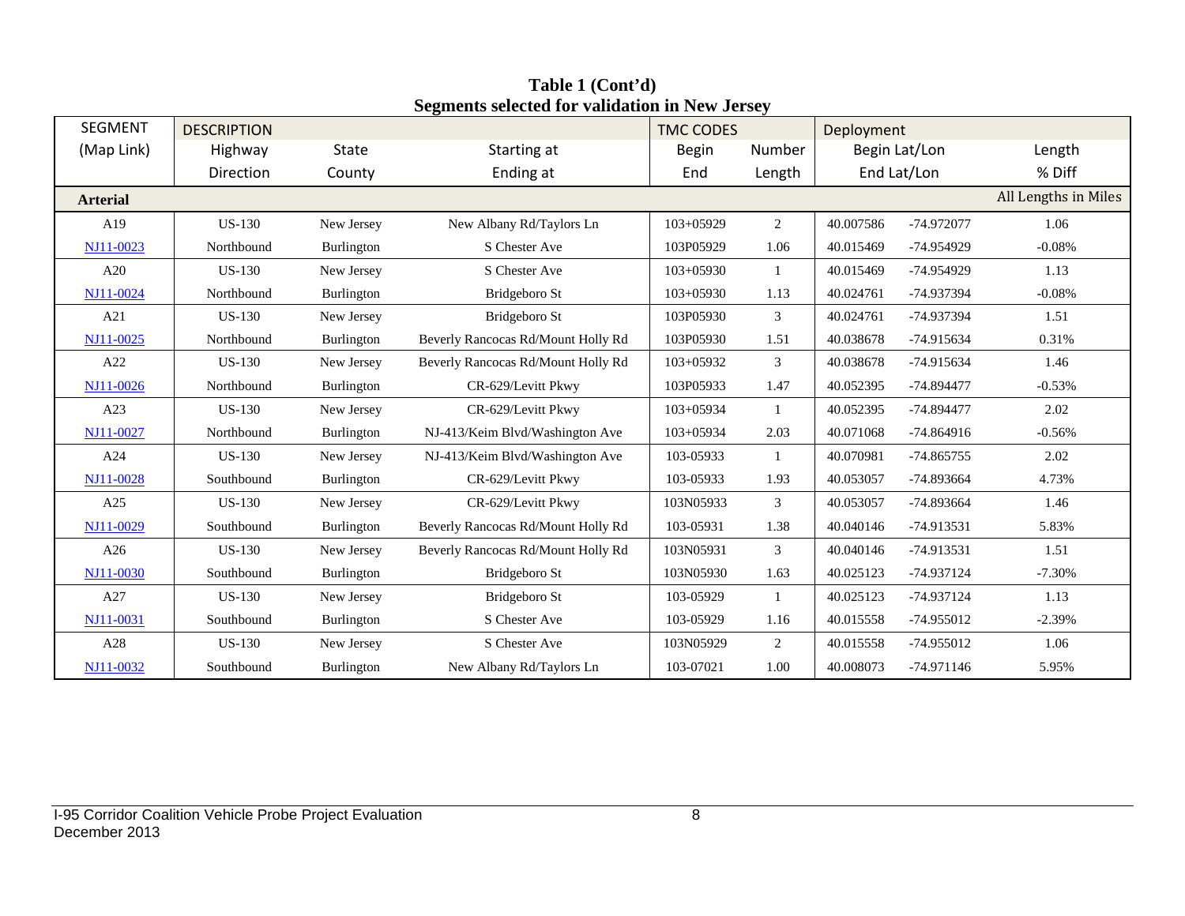**Table 1 (Cont'd)**
**Segments selected for validation in New Jersey**

| SEGMENT | DESCRIPTION | | | TMC CODES | | Deployment | | |
|---|---|---|---|---|---|---|---|---|
| (Map Link) | Highway | State | Starting at | Begin | Number | Begin Lat/Lon | | Length |
| | Direction | County | Ending at | End | Length | End Lat/Lon | | % Diff |
| **Arterial** | | | | | | | | All Lengths in Miles |
| A19 | US-130 | New Jersey | New Albany Rd/Taylors Ln | 103+05929 | 2 | 40.007586 | -74.972077 | 1.06 |
| NJ11-0023 | Northbound | Burlington | S Chester Ave | 103P05929 | 1.06 | 40.015469 | -74.954929 | -0.08% |
| A20 | US-130 | New Jersey | S Chester Ave | 103+05930 | 1 | 40.015469 | -74.954929 | 1.13 |
| NJ11-0024 | Northbound | Burlington | Bridgeboro St | 103+05930 | 1.13 | 40.024761 | -74.937394 | -0.08% |
| A21 | US-130 | New Jersey | Bridgeboro St | 103P05930 | 3 | 40.024761 | -74.937394 | 1.51 |
| NJ11-0025 | Northbound | Burlington | Beverly Rancocas Rd/Mount Holly Rd | 103P05930 | 1.51 | 40.038678 | -74.915634 | 0.31% |
| A22 | US-130 | New Jersey | Beverly Rancocas Rd/Mount Holly Rd | 103+05932 | 3 | 40.038678 | -74.915634 | 1.46 |
| NJ11-0026 | Northbound | Burlington | CR-629/Levitt Pkwy | 103P05933 | 1.47 | 40.052395 | -74.894477 | -0.53% |
| A23 | US-130 | New Jersey | CR-629/Levitt Pkwy | 103+05934 | 1 | 40.052395 | -74.894477 | 2.02 |
| NJ11-0027 | Northbound | Burlington | NJ-413/Keim Blvd/Washington Ave | 103+05934 | 2.03 | 40.071068 | -74.864916 | -0.56% |
| A24 | US-130 | New Jersey | NJ-413/Keim Blvd/Washington Ave | 103-05933 | 1 | 40.070981 | -74.865755 | 2.02 |
| NJ11-0028 | Southbound | Burlington | CR-629/Levitt Pkwy | 103-05933 | 1.93 | 40.053057 | -74.893664 | 4.73% |
| A25 | US-130 | New Jersey | CR-629/Levitt Pkwy | 103N05933 | 3 | 40.053057 | -74.893664 | 1.46 |
| NJ11-0029 | Southbound | Burlington | Beverly Rancocas Rd/Mount Holly Rd | 103-05931 | 1.38 | 40.040146 | -74.913531 | 5.83% |
| A26 | US-130 | New Jersey | Beverly Rancocas Rd/Mount Holly Rd | 103N05931 | 3 | 40.040146 | -74.913531 | 1.51 |
| NJ11-0030 | Southbound | Burlington | Bridgeboro St | 103N05930 | 1.63 | 40.025123 | -74.937124 | -7.30% |
| A27 | US-130 | New Jersey | Bridgeboro St | 103-05929 | 1 | 40.025123 | -74.937124 | 1.13 |
| NJ11-0031 | Southbound | Burlington | S Chester Ave | 103-05929 | 1.16 | 40.015558 | -74.955012 | -2.39% |
| A28 | US-130 | New Jersey | S Chester Ave | 103N05929 | 2 | 40.015558 | -74.955012 | 1.06 |
| NJ11-0032 | Southbound | Burlington | New Albany Rd/Taylors Ln | 103-07021 | 1.00 | 40.008073 | -74.971146 | 5.95% |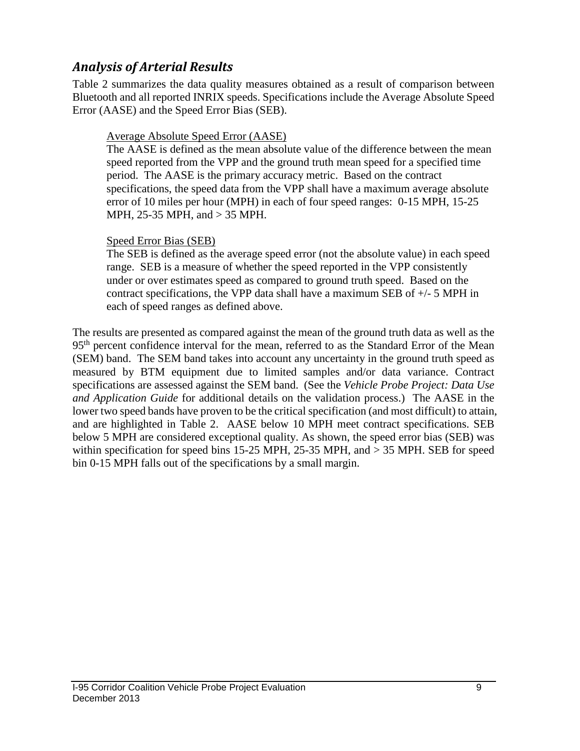## *Analysis of Arterial Results*

Table 2 summarizes the data quality measures obtained as a result of comparison between Bluetooth and all reported INRIX speeds. Specifications include the Average Absolute Speed Error (AASE) and the Speed Error Bias (SEB).

> Average Absolute Speed Error (AASE)
>
> The AASE is defined as the mean absolute value of the difference between the mean speed reported from the VPP and the ground truth mean speed for a specified time period. The AASE is the primary accuracy metric. Based on the contract specifications, the speed data from the VPP shall have a maximum average absolute error of 10 miles per hour (MPH) in each of four speed ranges: 0-15 MPH, 15-25 MPH, 25-35 MPH, and > 35 MPH.
>
> Speed Error Bias (SEB)
>
> The SEB is defined as the average speed error (not the absolute value) in each speed range. SEB is a measure of whether the speed reported in the VPP consistently under or over estimates speed as compared to ground truth speed. Based on the contract specifications, the VPP data shall have a maximum SEB of +/- 5 MPH in each of speed ranges as defined above.

The results are presented as compared against the mean of the ground truth data as well as the 95th percent confidence interval for the mean, referred to as the Standard Error of the Mean (SEM) band. The SEM band takes into account any uncertainty in the ground truth speed as measured by BTM equipment due to limited samples and/or data variance. Contract specifications are assessed against the SEM band. (See the *Vehicle Probe Project: Data Use and Application Guide* for additional details on the validation process.) The AASE in the lower two speed bands have proven to be the critical specification (and most difficult) to attain, and are highlighted in Table 2. AASE below 10 MPH meet contract specifications. SEB below 5 MPH are considered exceptional quality. As shown, the speed error bias (SEB) was within specification for speed bins 15-25 MPH, 25-35 MPH, and > 35 MPH. SEB for speed bin 0-15 MPH falls out of the specifications by a small margin.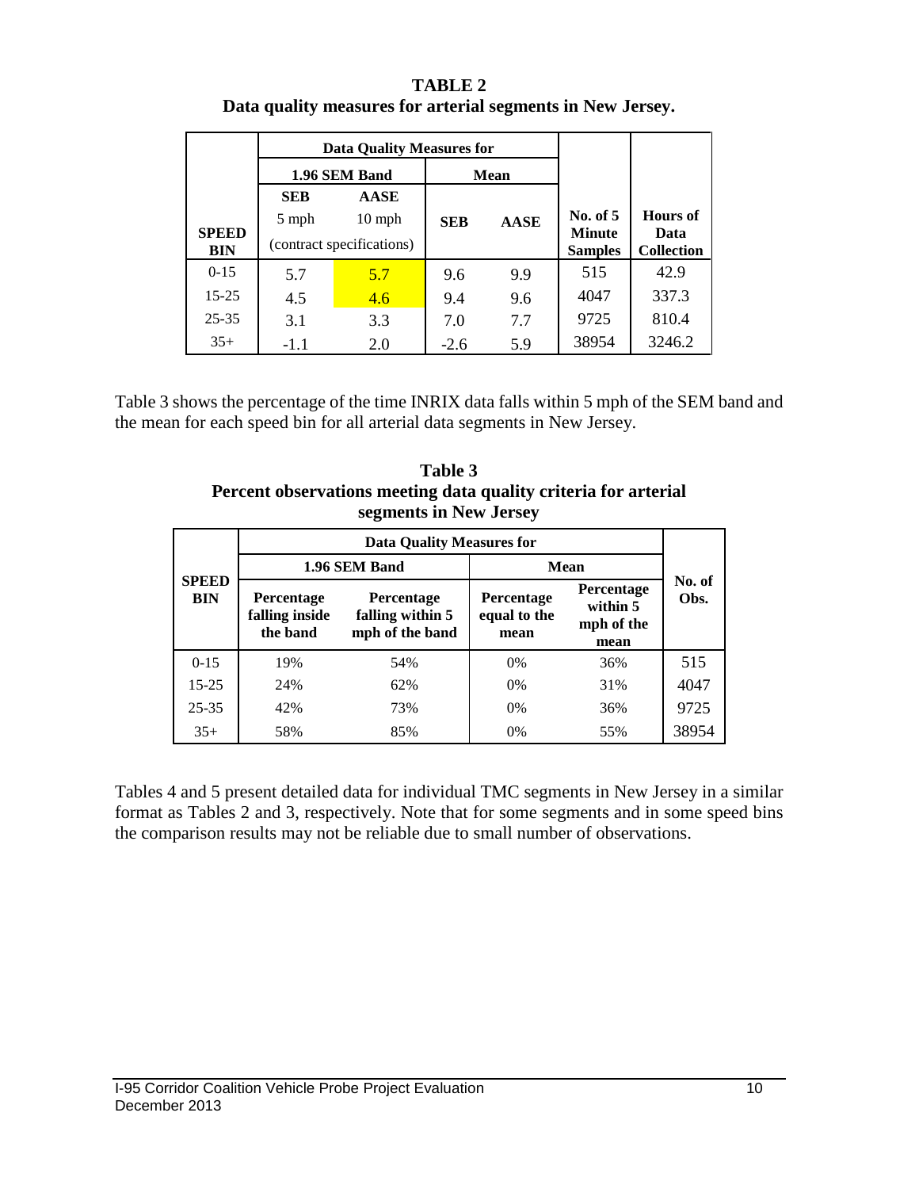**TABLE 2**
**Data quality measures for arterial segments in New Jersey.**

| SPEED BIN | Data Quality Measures for | | | | No. of 5 Minute Samples | Hours of Data Collection |
|---|---|---|---|---|---|---|
| | 1.96 SEM Band | | Mean | | | |
| | SEB 5 mph (contract specifications) | AASE 10 mph (contract specifications) | SEB | AASE | | |
| 0-15 | 5.7 | 5.7 | 9.6 | 9.9 | 515 | 42.9 |
| 15-25 | 4.5 | 4.6 | 9.4 | 9.6 | 4047 | 337.3 |
| 25-35 | 3.1 | 3.3 | 7.0 | 7.7 | 9725 | 810.4 |
| 35+ | -1.1 | 2.0 | -2.6 | 5.9 | 38954 | 3246.2 |

Table 3 shows the percentage of the time INRIX data falls within 5 mph of the SEM band and the mean for each speed bin for all arterial data segments in New Jersey.

**Table 3**
**Percent observations meeting data quality criteria for arterial segments in New Jersey**

| SPEED BIN | Data Quality Measures for | | | | No. of Obs. |
|---|---|---|---|---|---|
| | 1.96 SEM Band | | Mean | | |
| | Percentage falling inside the band | Percentage falling within 5 mph of the band | Percentage equal to the mean | Percentage within 5 mph of the mean | |
| 0-15 | 19% | 54% | 0% | 36% | 515 |
| 15-25 | 24% | 62% | 0% | 31% | 4047 |
| 25-35 | 42% | 73% | 0% | 36% | 9725 |
| 35+ | 58% | 85% | 0% | 55% | 38954 |

Tables 4 and 5 present detailed data for individual TMC segments in New Jersey in a similar format as Tables 2 and 3, respectively. Note that for some segments and in some speed bins the comparison results may not be reliable due to small number of observations.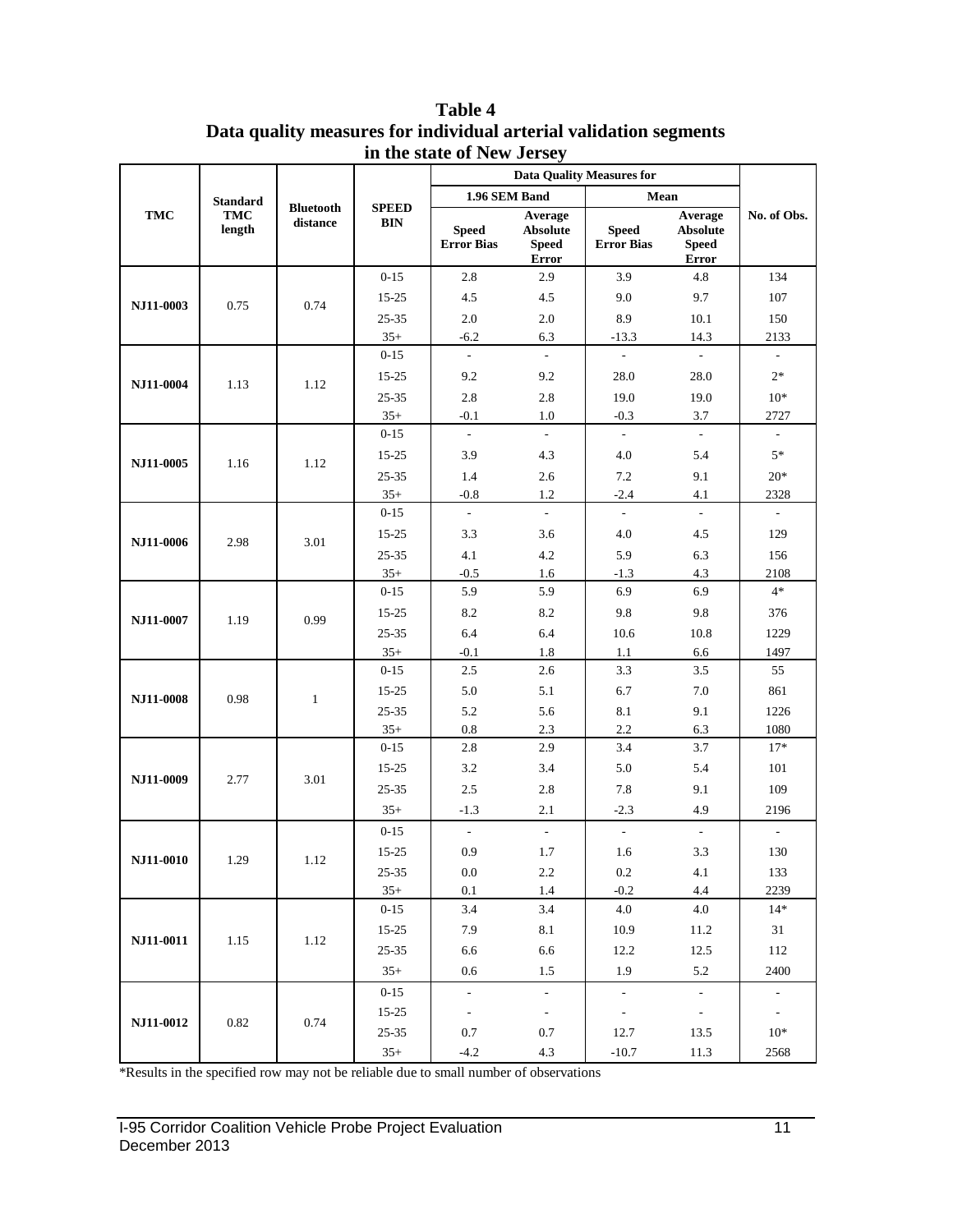**Table 4**
**Data quality measures for individual arterial validation segments in the state of New Jersey**

| TMC | Standard TMC length | Bluetooth distance | SPEED BIN | Data Quality Measures for | | | | No. of Obs. |
|---|---|---|---|---|---|---|---|---|
| | | | | 1.96 SEM Band | | Mean | | |
| | | | | Speed Error Bias | Average Absolute Speed Error | Speed Error Bias | Average Absolute Speed Error | |
| NJ11-0003 | 0.75 | 0.74 | 0-15 | 2.8 | 2.9 | 3.9 | 4.8 | 134 |
| | | | 15-25 | 4.5 | 4.5 | 9.0 | 9.7 | 107 |
| | | | 25-35 | 2.0 | 2.0 | 8.9 | 10.1 | 150 |
| | | | 35+ | -6.2 | 6.3 | -13.3 | 14.3 | 2133 |
| NJ11-0004 | 1.13 | 1.12 | 0-15 | - | - | - | - | - |
| | | | 15-25 | 9.2 | 9.2 | 28.0 | 28.0 | 2* |
| | | | 25-35 | 2.8 | 2.8 | 19.0 | 19.0 | 10* |
| | | | 35+ | -0.1 | 1.0 | -0.3 | 3.7 | 2727 |
| NJ11-0005 | 1.16 | 1.12 | 0-15 | - | - | - | - | - |
| | | | 15-25 | 3.9 | 4.3 | 4.0 | 5.4 | 5* |
| | | | 25-35 | 1.4 | 2.6 | 7.2 | 9.1 | 20* |
| | | | 35+ | -0.8 | 1.2 | -2.4 | 4.1 | 2328 |
| NJ11-0006 | 2.98 | 3.01 | 0-15 | - | - | - | - | - |
| | | | 15-25 | 3.3 | 3.6 | 4.0 | 4.5 | 129 |
| | | | 25-35 | 4.1 | 4.2 | 5.9 | 6.3 | 156 |
| | | | 35+ | -0.5 | 1.6 | -1.3 | 4.3 | 2108 |
| NJ11-0007 | 1.19 | 0.99 | 0-15 | 5.9 | 5.9 | 6.9 | 6.9 | 4* |
| | | | 15-25 | 8.2 | 8.2 | 9.8 | 9.8 | 376 |
| | | | 25-35 | 6.4 | 6.4 | 10.6 | 10.8 | 1229 |
| | | | 35+ | -0.1 | 1.8 | 1.1 | 6.6 | 1497 |
| NJ11-0008 | 0.98 | 1 | 0-15 | 2.5 | 2.6 | 3.3 | 3.5 | 55 |
| | | | 15-25 | 5.0 | 5.1 | 6.7 | 7.0 | 861 |
| | | | 25-35 | 5.2 | 5.6 | 8.1 | 9.1 | 1226 |
| | | | 35+ | 0.8 | 2.3 | 2.2 | 6.3 | 1080 |
| NJ11-0009 | 2.77 | 3.01 | 0-15 | 2.8 | 2.9 | 3.4 | 3.7 | 17* |
| | | | 15-25 | 3.2 | 3.4 | 5.0 | 5.4 | 101 |
| | | | 25-35 | 2.5 | 2.8 | 7.8 | 9.1 | 109 |
| | | | 35+ | -1.3 | 2.1 | -2.3 | 4.9 | 2196 |
| NJ11-0010 | 1.29 | 1.12 | 0-15 | - | - | - | - | - |
| | | | 15-25 | 0.9 | 1.7 | 1.6 | 3.3 | 130 |
| | | | 25-35 | 0.0 | 2.2 | 0.2 | 4.1 | 133 |
| | | | 35+ | 0.1 | 1.4 | -0.2 | 4.4 | 2239 |
| NJ11-0011 | 1.15 | 1.12 | 0-15 | 3.4 | 3.4 | 4.0 | 4.0 | 14* |
| | | | 15-25 | 7.9 | 8.1 | 10.9 | 11.2 | 31 |
| | | | 25-35 | 6.6 | 6.6 | 12.2 | 12.5 | 112 |
| | | | 35+ | 0.6 | 1.5 | 1.9 | 5.2 | 2400 |
| NJ11-0012 | 0.82 | 0.74 | 0-15 | - | - | - | - | - |
| | | | 15-25 | - | - | - | - | - |
| | | | 25-35 | 0.7 | 0.7 | 12.7 | 13.5 | 10* |
| | | | 35+ | -4.2 | 4.3 | -10.7 | 11.3 | 2568 |

*Results in the specified row may not be reliable due to small number of observations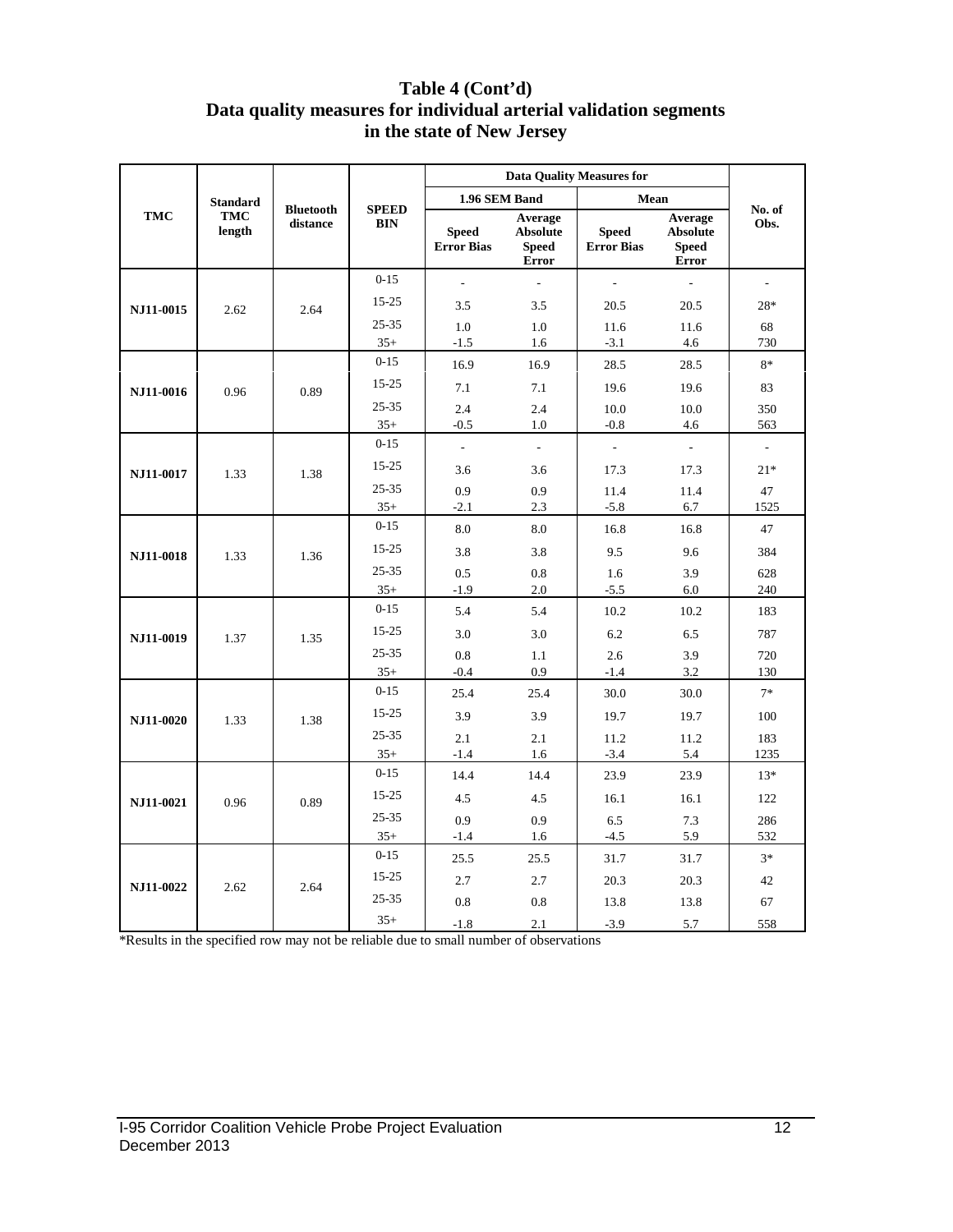# Table 4 (Cont'd)
## Data quality measures for individual arterial validation segments in the state of New Jersey

| TMC | Standard TMC length | Bluetooth distance | SPEED BIN | Data Quality Measures for | | | | No. of Obs. |
|---|---|---|---|---|---|---|---|---|
| | | | | 1.96 SEM Band | | Mean | | |
| | | | | Speed Error Bias | Average Absolute Speed Error | Speed Error Bias | Average Absolute Speed Error | |
| NJ11-0015 | 2.62 | 2.64 | 0-15 | - | - | - | - | - |
| | | | 15-25 | 3.5 | 3.5 | 20.5 | 20.5 | 28* |
| | | | 25-35 | 1.0 | 1.0 | 11.6 | 11.6 | 68 |
| | | | 35+ | -1.5 | 1.6 | -3.1 | 4.6 | 730 |
| NJ11-0016 | 0.96 | 0.89 | 0-15 | 16.9 | 16.9 | 28.5 | 28.5 | 8* |
| | | | 15-25 | 7.1 | 7.1 | 19.6 | 19.6 | 83 |
| | | | 25-35 | 2.4 | 2.4 | 10.0 | 10.0 | 350 |
| | | | 35+ | -0.5 | 1.0 | -0.8 | 4.6 | 563 |
| NJ11-0017 | 1.33 | 1.38 | 0-15 | - | - | - | - | - |
| | | | 15-25 | 3.6 | 3.6 | 17.3 | 17.3 | 21* |
| | | | 25-35 | 0.9 | 0.9 | 11.4 | 11.4 | 47 |
| | | | 35+ | -2.1 | 2.3 | -5.8 | 6.7 | 1525 |
| NJ11-0018 | 1.33 | 1.36 | 0-15 | 8.0 | 8.0 | 16.8 | 16.8 | 47 |
| | | | 15-25 | 3.8 | 3.8 | 9.5 | 9.6 | 384 |
| | | | 25-35 | 0.5 | 0.8 | 1.6 | 3.9 | 628 |
| | | | 35+ | -1.9 | 2.0 | -5.5 | 6.0 | 240 |
| NJ11-0019 | 1.37 | 1.35 | 0-15 | 5.4 | 5.4 | 10.2 | 10.2 | 183 |
| | | | 15-25 | 3.0 | 3.0 | 6.2 | 6.5 | 787 |
| | | | 25-35 | 0.8 | 1.1 | 2.6 | 3.9 | 720 |
| | | | 35+ | -0.4 | 0.9 | -1.4 | 3.2 | 130 |
| NJ11-0020 | 1.33 | 1.38 | 0-15 | 25.4 | 25.4 | 30.0 | 30.0 | 7* |
| | | | 15-25 | 3.9 | 3.9 | 19.7 | 19.7 | 100 |
| | | | 25-35 | 2.1 | 2.1 | 11.2 | 11.2 | 183 |
| | | | 35+ | -1.4 | 1.6 | -3.4 | 5.4 | 1235 |
| NJ11-0021 | 0.96 | 0.89 | 0-15 | 14.4 | 14.4 | 23.9 | 23.9 | 13* |
| | | | 15-25 | 4.5 | 4.5 | 16.1 | 16.1 | 122 |
| | | | 25-35 | 0.9 | 0.9 | 6.5 | 7.3 | 286 |
| | | | 35+ | -1.4 | 1.6 | -4.5 | 5.9 | 532 |
| NJ11-0022 | 2.62 | 2.64 | 0-15 | 25.5 | 25.5 | 31.7 | 31.7 | 3* |
| | | | 15-25 | 2.7 | 2.7 | 20.3 | 20.3 | 42 |
| | | | 25-35 | 0.8 | 0.8 | 13.8 | 13.8 | 67 |
| | | | 35+ | -1.8 | 2.1 | -3.9 | 5.7 | 558 |

*Results in the specified row may not be reliable due to small number of observations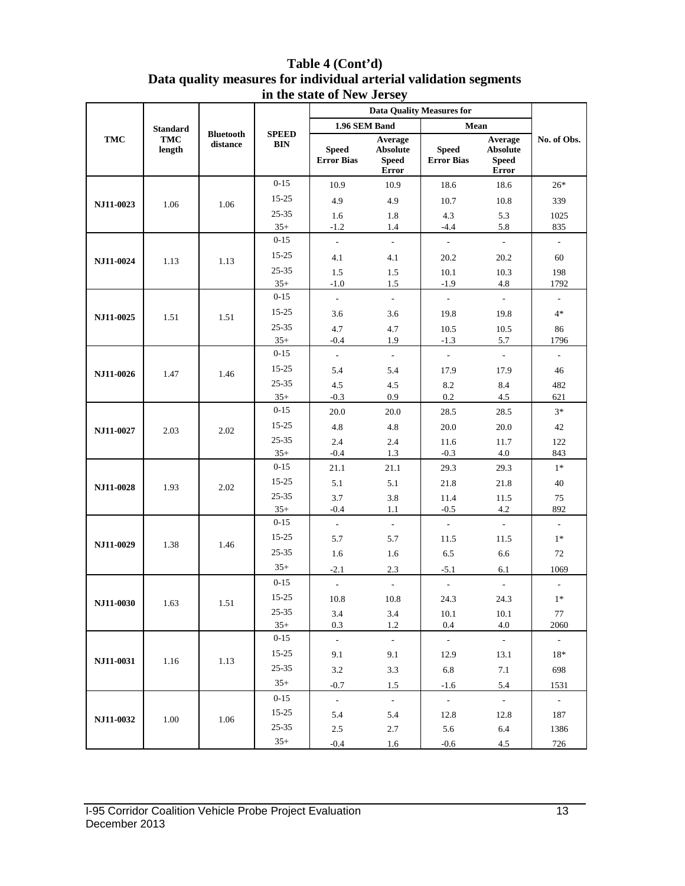**Table 4 (Cont'd)**
**Data quality measures for individual arterial validation segments in the state of New Jersey**

| TMC | Standard TMC length | Bluetooth distance | SPEED BIN | Data Quality Measures for 1.96 SEM Band | | Data Quality Measures for Mean | | No. of Obs. |
|---|---|---|---|---|---|---|---|---|
| | | | | Speed Error Bias | Average Absolute Speed Error | Speed Error Bias | Average Absolute Speed Error | |
| NJ11-0023 | 1.06 | 1.06 | 0-15 | 10.9 | 10.9 | 18.6 | 18.6 | 26* |
| | | | 15-25 | 4.9 | 4.9 | 10.7 | 10.8 | 339 |
| | | | 25-35 | 1.6 | 1.8 | 4.3 | 5.3 | 1025 |
| | | | 35+ | -1.2 | 1.4 | -4.4 | 5.8 | 835 |
| NJ11-0024 | 1.13 | 1.13 | 0-15 | - | - | - | - | - |
| | | | 15-25 | 4.1 | 4.1 | 20.2 | 20.2 | 60 |
| | | | 25-35 | 1.5 | 1.5 | 10.1 | 10.3 | 198 |
| | | | 35+ | -1.0 | 1.5 | -1.9 | 4.8 | 1792 |
| NJ11-0025 | 1.51 | 1.51 | 0-15 | - | - | - | - | - |
| | | | 15-25 | 3.6 | 3.6 | 19.8 | 19.8 | 4* |
| | | | 25-35 | 4.7 | 4.7 | 10.5 | 10.5 | 86 |
| | | | 35+ | -0.4 | 1.9 | -1.3 | 5.7 | 1796 |
| NJ11-0026 | 1.47 | 1.46 | 0-15 | - | - | - | - | - |
| | | | 15-25 | 5.4 | 5.4 | 17.9 | 17.9 | 46 |
| | | | 25-35 | 4.5 | 4.5 | 8.2 | 8.4 | 482 |
| | | | 35+ | -0.3 | 0.9 | 0.2 | 4.5 | 621 |
| NJ11-0027 | 2.03 | 2.02 | 0-15 | 20.0 | 20.0 | 28.5 | 28.5 | 3* |
| | | | 15-25 | 4.8 | 4.8 | 20.0 | 20.0 | 42 |
| | | | 25-35 | 2.4 | 2.4 | 11.6 | 11.7 | 122 |
| | | | 35+ | -0.4 | 1.3 | -0.3 | 4.0 | 843 |
| NJ11-0028 | 1.93 | 2.02 | 0-15 | 21.1 | 21.1 | 29.3 | 29.3 | 1* |
| | | | 15-25 | 5.1 | 5.1 | 21.8 | 21.8 | 40 |
| | | | 25-35 | 3.7 | 3.8 | 11.4 | 11.5 | 75 |
| | | | 35+ | -0.4 | 1.1 | -0.5 | 4.2 | 892 |
| NJ11-0029 | 1.38 | 1.46 | 0-15 | - | - | - | - | - |
| | | | 15-25 | 5.7 | 5.7 | 11.5 | 11.5 | 1* |
| | | | 25-35 | 1.6 | 1.6 | 6.5 | 6.6 | 72 |
| | | | 35+ | -2.1 | 2.3 | -5.1 | 6.1 | 1069 |
| NJ11-0030 | 1.63 | 1.51 | 0-15 | - | - | - | - | - |
| | | | 15-25 | 10.8 | 10.8 | 24.3 | 24.3 | 1* |
| | | | 25-35 | 3.4 | 3.4 | 10.1 | 10.1 | 77 |
| | | | 35+ | 0.3 | 1.2 | 0.4 | 4.0 | 2060 |
| NJ11-0031 | 1.16 | 1.13 | 0-15 | - | - | - | - | - |
| | | | 15-25 | 9.1 | 9.1 | 12.9 | 13.1 | 18* |
| | | | 25-35 | 3.2 | 3.3 | 6.8 | 7.1 | 698 |
| | | | 35+ | -0.7 | 1.5 | -1.6 | 5.4 | 1531 |
| NJ11-0032 | 1.00 | 1.06 | 0-15 | - | - | - | - | - |
| | | | 15-25 | 5.4 | 5.4 | 12.8 | 12.8 | 187 |
| | | | 25-35 | 2.5 | 2.7 | 5.6 | 6.4 | 1386 |
| | | | 35+ | -0.4 | 1.6 | -0.6 | 4.5 | 726 |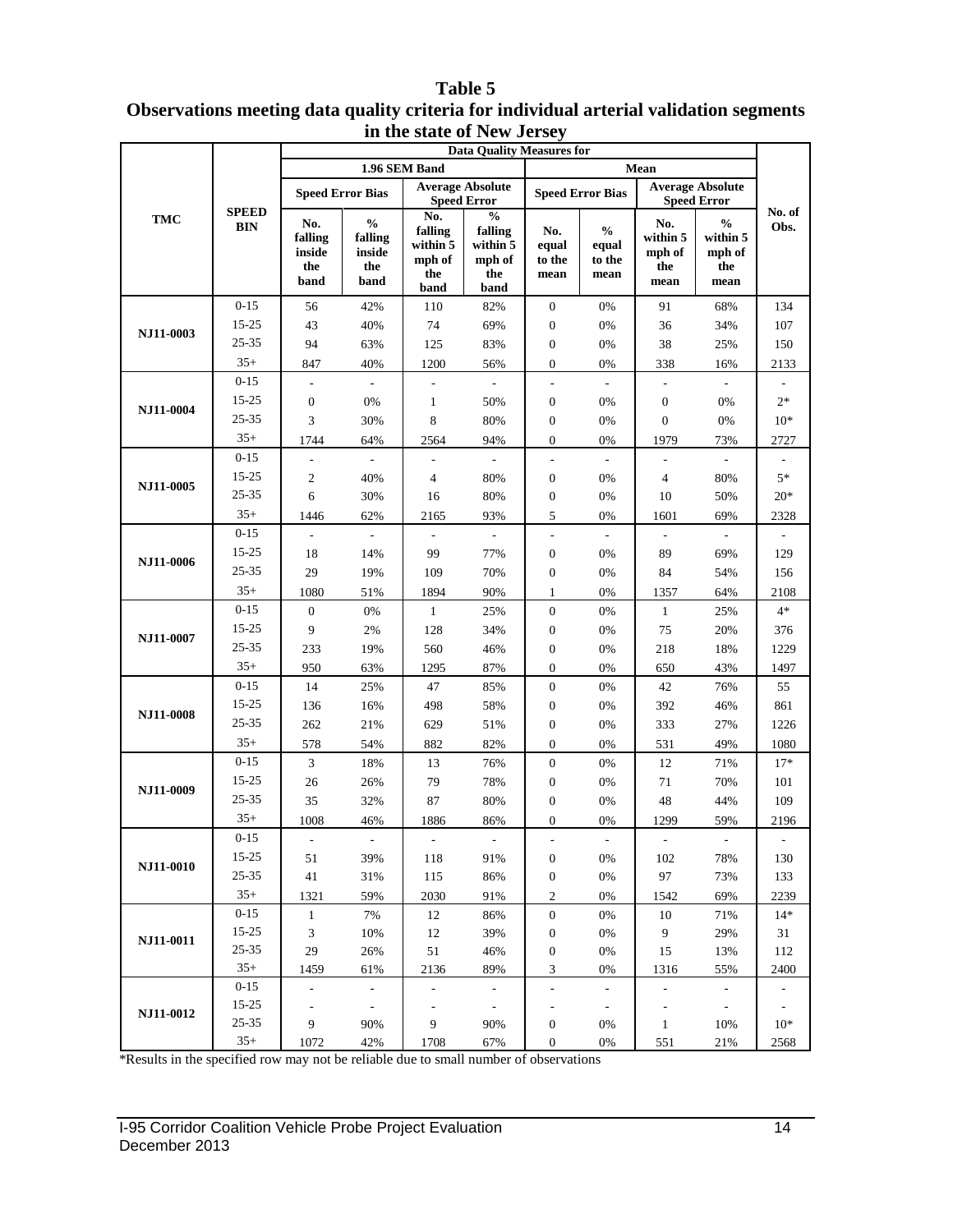# Table 5
## Observations meeting data quality criteria for individual arterial validation segments in the state of New Jersey

| TMC | SPEED BIN | Data Quality Measures for | | | | | | | | No. of Obs. |
|---|---|---|---|---|---|---|---|---|---|---|
| | | 1.96 SEM Band | | | | Mean | | | | |
| | | Speed Error Bias | | Average Absolute Speed Error | | Speed Error Bias | | Average Absolute Speed Error | | |
| | | No. falling inside the band | % falling inside the band | No. falling within 5 mph of the band | % falling within 5 mph of the band | No. equal to the mean | % equal to the mean | No. within 5 mph of the mean | % within 5 mph of the mean | |
| NJ11-0003 | 0-15 | 56 | 42% | 110 | 82% | 0 | 0% | 91 | 68% | 134 |
| | 15-25 | 43 | 40% | 74 | 69% | 0 | 0% | 36 | 34% | 107 |
| | 25-35 | 94 | 63% | 125 | 83% | 0 | 0% | 38 | 25% | 150 |
| | 35+ | 847 | 40% | 1200 | 56% | 0 | 0% | 338 | 16% | 2133 |
| NJ11-0004 | 0-15 | - | - | - | - | - | - | - | - | - |
| | 15-25 | 0 | 0% | 1 | 50% | 0 | 0% | 0 | 0% | 2* |
| | 25-35 | 3 | 30% | 8 | 80% | 0 | 0% | 0 | 0% | 10* |
| | 35+ | 1744 | 64% | 2564 | 94% | 0 | 0% | 1979 | 73% | 2727 |
| NJ11-0005 | 0-15 | - | - | - | - | - | - | - | - | - |
| | 15-25 | 2 | 40% | 4 | 80% | 0 | 0% | 4 | 80% | 5* |
| | 25-35 | 6 | 30% | 16 | 80% | 0 | 0% | 10 | 50% | 20* |
| | 35+ | 1446 | 62% | 2165 | 93% | 5 | 0% | 1601 | 69% | 2328 |
| NJ11-0006 | 0-15 | - | - | - | - | - | - | - | - | - |
| | 15-25 | 18 | 14% | 99 | 77% | 0 | 0% | 89 | 69% | 129 |
| | 25-35 | 29 | 19% | 109 | 70% | 0 | 0% | 84 | 54% | 156 |
| | 35+ | 1080 | 51% | 1894 | 90% | 1 | 0% | 1357 | 64% | 2108 |
| NJ11-0007 | 0-15 | 0 | 0% | 1 | 25% | 0 | 0% | 1 | 25% | 4* |
| | 15-25 | 9 | 2% | 128 | 34% | 0 | 0% | 75 | 20% | 376 |
| | 25-35 | 233 | 19% | 560 | 46% | 0 | 0% | 218 | 18% | 1229 |
| | 35+ | 950 | 63% | 1295 | 87% | 0 | 0% | 650 | 43% | 1497 |
| NJ11-0008 | 0-15 | 14 | 25% | 47 | 85% | 0 | 0% | 42 | 76% | 55 |
| | 15-25 | 136 | 16% | 498 | 58% | 0 | 0% | 392 | 46% | 861 |
| | 25-35 | 262 | 21% | 629 | 51% | 0 | 0% | 333 | 27% | 1226 |
| | 35+ | 578 | 54% | 882 | 82% | 0 | 0% | 531 | 49% | 1080 |
| NJ11-0009 | 0-15 | 3 | 18% | 13 | 76% | 0 | 0% | 12 | 71% | 17* |
| | 15-25 | 26 | 26% | 79 | 78% | 0 | 0% | 71 | 70% | 101 |
| | 25-35 | 35 | 32% | 87 | 80% | 0 | 0% | 48 | 44% | 109 |
| | 35+ | 1008 | 46% | 1886 | 86% | 0 | 0% | 1299 | 59% | 2196 |
| NJ11-0010 | 0-15 | - | - | - | - | - | - | - | - | - |
| | 15-25 | 51 | 39% | 118 | 91% | 0 | 0% | 102 | 78% | 130 |
| | 25-35 | 41 | 31% | 115 | 86% | 0 | 0% | 97 | 73% | 133 |
| | 35+ | 1321 | 59% | 2030 | 91% | 2 | 0% | 1542 | 69% | 2239 |
| NJ11-0011 | 0-15 | 1 | 7% | 12 | 86% | 0 | 0% | 10 | 71% | 14* |
| | 15-25 | 3 | 10% | 12 | 39% | 0 | 0% | 9 | 29% | 31 |
| | 25-35 | 29 | 26% | 51 | 46% | 0 | 0% | 15 | 13% | 112 |
| | 35+ | 1459 | 61% | 2136 | 89% | 3 | 0% | 1316 | 55% | 2400 |
| NJ11-0012 | 0-15 | - | - | - | - | - | - | - | - | - |
| | 15-25 | - | - | - | - | - | - | - | - | - |
| | 25-35 | 9 | 90% | 9 | 90% | 0 | 0% | 1 | 10% | 10* |
| | 35+ | 1072 | 42% | 1708 | 67% | 0 | 0% | 551 | 21% | 2568 |

*Results in the specified row may not be reliable due to small number of observations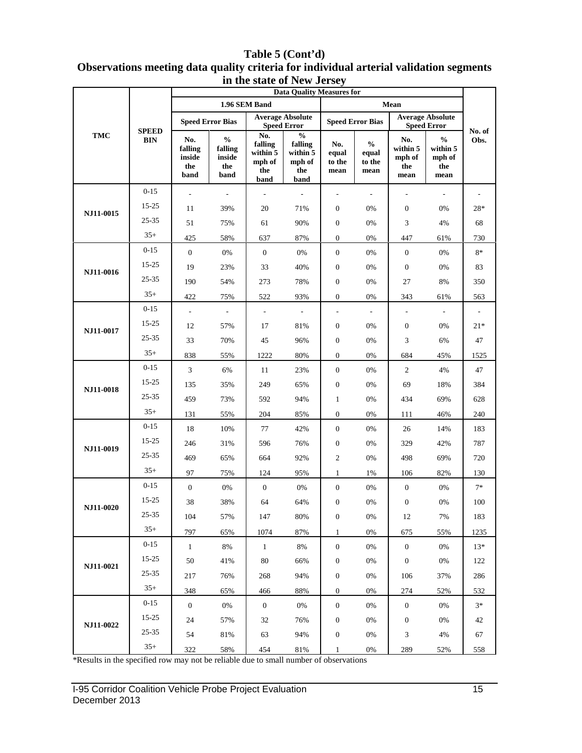**Table 5 (Cont'd)**
**Observations meeting data quality criteria for individual arterial validation segments in the state of New Jersey**

| TMC | SPEED BIN | Data Quality Measures for | | | | | | | | No. of Obs. |
|---|---|---|---|---|---|---|---|---|---|---|
| | | 1.96 SEM Band | | | | Mean | | | | |
| | | Speed Error Bias | | Average Absolute Speed Error | | Speed Error Bias | | Average Absolute Speed Error | | |
| | | No. falling inside the band | % falling inside the band | No. falling within 5 mph of the band | % falling within 5 mph of the band | No. equal to the mean | % equal to the mean | No. within 5 mph of the mean | % within 5 mph of the mean | |
| NJ11-0015 | 0-15 | - | - | - | - | - | - | - | - | - |
| | 15-25 | 11 | 39% | 20 | 71% | 0 | 0% | 0 | 0% | 28* |
| | 25-35 | 51 | 75% | 61 | 90% | 0 | 0% | 3 | 4% | 68 |
| | 35+ | 425 | 58% | 637 | 87% | 0 | 0% | 447 | 61% | 730 |
| NJ11-0016 | 0-15 | 0 | 0% | 0 | 0% | 0 | 0% | 0 | 0% | 8* |
| | 15-25 | 19 | 23% | 33 | 40% | 0 | 0% | 0 | 0% | 83 |
| | 25-35 | 190 | 54% | 273 | 78% | 0 | 0% | 27 | 8% | 350 |
| | 35+ | 422 | 75% | 522 | 93% | 0 | 0% | 343 | 61% | 563 |
| NJ11-0017 | 0-15 | - | - | - | - | - | - | - | - | - |
| | 15-25 | 12 | 57% | 17 | 81% | 0 | 0% | 0 | 0% | 21* |
| | 25-35 | 33 | 70% | 45 | 96% | 0 | 0% | 3 | 6% | 47 |
| | 35+ | 838 | 55% | 1222 | 80% | 0 | 0% | 684 | 45% | 1525 |
| NJ11-0018 | 0-15 | 3 | 6% | 11 | 23% | 0 | 0% | 2 | 4% | 47 |
| | 15-25 | 135 | 35% | 249 | 65% | 0 | 0% | 69 | 18% | 384 |
| | 25-35 | 459 | 73% | 592 | 94% | 1 | 0% | 434 | 69% | 628 |
| | 35+ | 131 | 55% | 204 | 85% | 0 | 0% | 111 | 46% | 240 |
| NJ11-0019 | 0-15 | 18 | 10% | 77 | 42% | 0 | 0% | 26 | 14% | 183 |
| | 15-25 | 246 | 31% | 596 | 76% | 0 | 0% | 329 | 42% | 787 |
| | 25-35 | 469 | 65% | 664 | 92% | 2 | 0% | 498 | 69% | 720 |
| | 35+ | 97 | 75% | 124 | 95% | 1 | 1% | 106 | 82% | 130 |
| NJ11-0020 | 0-15 | 0 | 0% | 0 | 0% | 0 | 0% | 0 | 0% | 7* |
| | 15-25 | 38 | 38% | 64 | 64% | 0 | 0% | 0 | 0% | 100 |
| | 25-35 | 104 | 57% | 147 | 80% | 0 | 0% | 12 | 7% | 183 |
| | 35+ | 797 | 65% | 1074 | 87% | 1 | 0% | 675 | 55% | 1235 |
| NJ11-0021 | 0-15 | 1 | 8% | 1 | 8% | 0 | 0% | 0 | 0% | 13* |
| | 15-25 | 50 | 41% | 80 | 66% | 0 | 0% | 0 | 0% | 122 |
| | 25-35 | 217 | 76% | 268 | 94% | 0 | 0% | 106 | 37% | 286 |
| | 35+ | 348 | 65% | 466 | 88% | 0 | 0% | 274 | 52% | 532 |
| NJ11-0022 | 0-15 | 0 | 0% | 0 | 0% | 0 | 0% | 0 | 0% | 3* |
| | 15-25 | 24 | 57% | 32 | 76% | 0 | 0% | 0 | 0% | 42 |
| | 25-35 | 54 | 81% | 63 | 94% | 0 | 0% | 3 | 4% | 67 |
| | 35+ | 322 | 58% | 454 | 81% | 1 | 0% | 289 | 52% | 558 |

*Results in the specified row may not be reliable due to small number of observations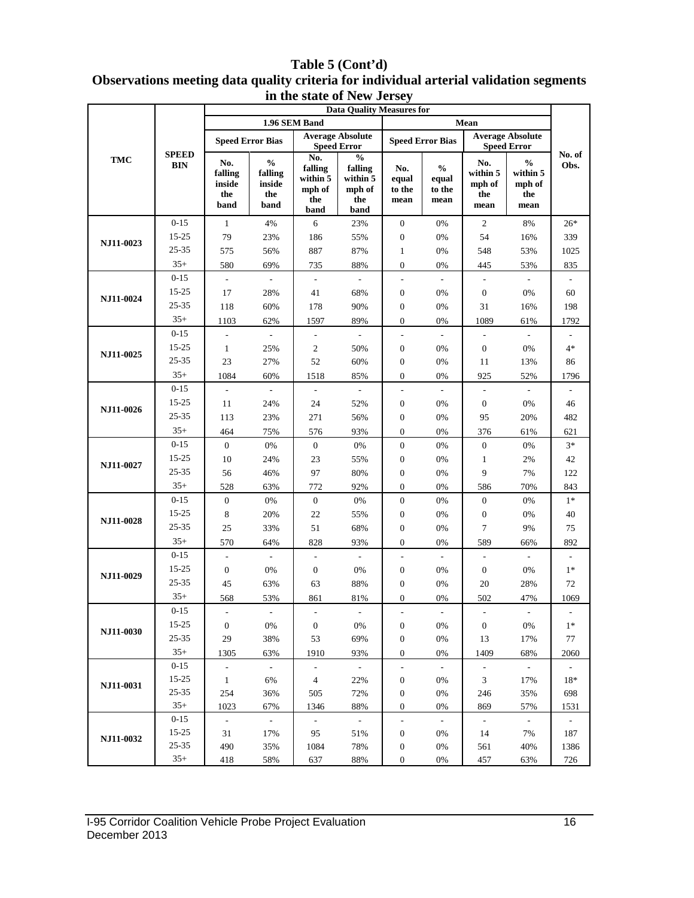**Table 5 (Cont'd)**
**Observations meeting data quality criteria for individual arterial validation segments in the state of New Jersey**

| TMC | SPEED BIN | Data Quality Measures for | | | | | | | | No. of Obs. |
|---|---|---|---|---|---|---|---|---|---|---|
| | | 1.96 SEM Band | | | | Mean | | | | |
| | | Speed Error Bias | | Average Absolute Speed Error | | Speed Error Bias | | Average Absolute Speed Error | | |
| | | No. falling inside the band | % falling inside the band | No. falling within 5 mph of the band | % falling within 5 mph of the band | No. equal to the mean | % equal to the mean | No. within 5 mph of the mean | % within 5 mph of the mean | |
| NJ11-0023 | 0-15 | 1 | 4% | 6 | 23% | 0 | 0% | 2 | 8% | 26* |
| | 15-25 | 79 | 23% | 186 | 55% | 0 | 0% | 54 | 16% | 339 |
| | 25-35 | 575 | 56% | 887 | 87% | 1 | 0% | 548 | 53% | 1025 |
| | 35+ | 580 | 69% | 735 | 88% | 0 | 0% | 445 | 53% | 835 |
| NJ11-0024 | 0-15 | - | - | - | - | - | - | - | - | - |
| | 15-25 | 17 | 28% | 41 | 68% | 0 | 0% | 0 | 0% | 60 |
| | 25-35 | 118 | 60% | 178 | 90% | 0 | 0% | 31 | 16% | 198 |
| | 35+ | 1103 | 62% | 1597 | 89% | 0 | 0% | 1089 | 61% | 1792 |
| NJ11-0025 | 0-15 | - | - | - | - | - | - | - | - | - |
| | 15-25 | 1 | 25% | 2 | 50% | 0 | 0% | 0 | 0% | 4* |
| | 25-35 | 23 | 27% | 52 | 60% | 0 | 0% | 11 | 13% | 86 |
| | 35+ | 1084 | 60% | 1518 | 85% | 0 | 0% | 925 | 52% | 1796 |
| NJ11-0026 | 0-15 | - | - | - | - | - | - | - | - | - |
| | 15-25 | 11 | 24% | 24 | 52% | 0 | 0% | 0 | 0% | 46 |
| | 25-35 | 113 | 23% | 271 | 56% | 0 | 0% | 95 | 20% | 482 |
| | 35+ | 464 | 75% | 576 | 93% | 0 | 0% | 376 | 61% | 621 |
| NJ11-0027 | 0-15 | 0 | 0% | 0 | 0% | 0 | 0% | 0 | 0% | 3* |
| | 15-25 | 10 | 24% | 23 | 55% | 0 | 0% | 1 | 2% | 42 |
| | 25-35 | 56 | 46% | 97 | 80% | 0 | 0% | 9 | 7% | 122 |
| | 35+ | 528 | 63% | 772 | 92% | 0 | 0% | 586 | 70% | 843 |
| NJ11-0028 | 0-15 | 0 | 0% | 0 | 0% | 0 | 0% | 0 | 0% | 1* |
| | 15-25 | 8 | 20% | 22 | 55% | 0 | 0% | 0 | 0% | 40 |
| | 25-35 | 25 | 33% | 51 | 68% | 0 | 0% | 7 | 9% | 75 |
| | 35+ | 570 | 64% | 828 | 93% | 0 | 0% | 589 | 66% | 892 |
| NJ11-0029 | 0-15 | - | - | - | - | - | - | - | - | - |
| | 15-25 | 0 | 0% | 0 | 0% | 0 | 0% | 0 | 0% | 1* |
| | 25-35 | 45 | 63% | 63 | 88% | 0 | 0% | 20 | 28% | 72 |
| | 35+ | 568 | 53% | 861 | 81% | 0 | 0% | 502 | 47% | 1069 |
| NJ11-0030 | 0-15 | - | - | - | - | - | - | - | - | - |
| | 15-25 | 0 | 0% | 0 | 0% | 0 | 0% | 0 | 0% | 1* |
| | 25-35 | 29 | 38% | 53 | 69% | 0 | 0% | 13 | 17% | 77 |
| | 35+ | 1305 | 63% | 1910 | 93% | 0 | 0% | 1409 | 68% | 2060 |
| NJ11-0031 | 0-15 | - | - | - | - | - | - | - | - | - |
| | 15-25 | 1 | 6% | 4 | 22% | 0 | 0% | 3 | 17% | 18* |
| | 25-35 | 254 | 36% | 505 | 72% | 0 | 0% | 246 | 35% | 698 |
| | 35+ | 1023 | 67% | 1346 | 88% | 0 | 0% | 869 | 57% | 1531 |
| NJ11-0032 | 0-15 | - | - | - | - | - | - | - | - | - |
| | 15-25 | 31 | 17% | 95 | 51% | 0 | 0% | 14 | 7% | 187 |
| | 25-35 | 490 | 35% | 1084 | 78% | 0 | 0% | 561 | 40% | 1386 |
| | 35+ | 418 | 58% | 637 | 88% | 0 | 0% | 457 | 63% | 726 |